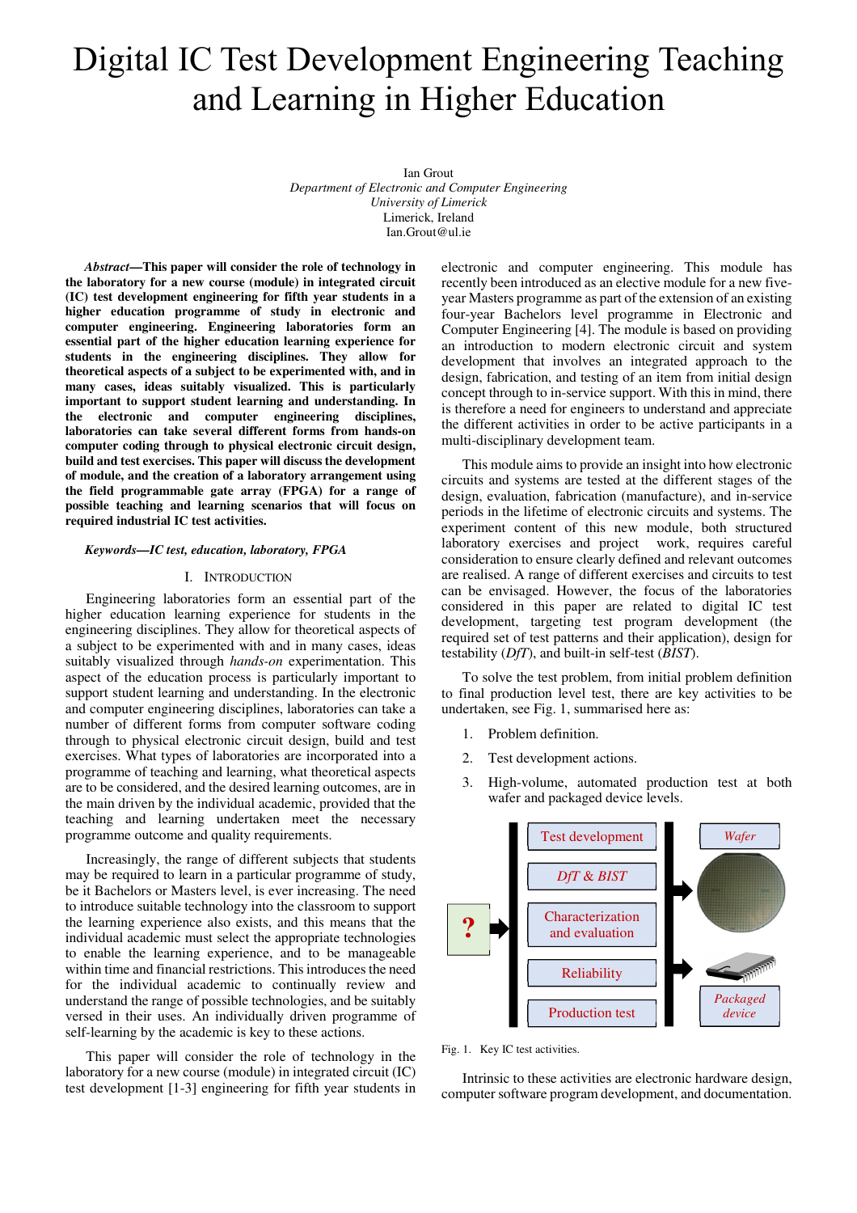# Digital IC Test Development Engineering Teaching and Learning in Higher Education

Ian Grout
*Department of Electronic and Computer Engineering*
*University of Limerick*
Limerick, Ireland
Ian.Grout@ul.ie

***Abstract*—This paper will consider the role of technology in the laboratory for a new course (module) in integrated circuit (IC) test development engineering for fifth year students in a higher education programme of study in electronic and computer engineering. Engineering laboratories form an essential part of the higher education learning experience for students in the engineering disciplines. They allow for theoretical aspects of a subject to be experimented with, and in many cases, ideas suitably visualized. This is particularly important to support student learning and understanding. In the electronic and computer engineering disciplines, laboratories can take several different forms from hands-on computer coding through to physical electronic circuit design, build and test exercises. This paper will discuss the development of module, and the creation of a laboratory arrangement using the field programmable gate array (FPGA) for a range of possible teaching and learning scenarios that will focus on required industrial IC test activities.**

***Keywords—IC test, education, laboratory, FPGA***

## I. Introduction

Engineering laboratories form an essential part of the higher education learning experience for students in the engineering disciplines. They allow for theoretical aspects of a subject to be experimented with and in many cases, ideas suitably visualized through *hands-on* experimentation. This aspect of the education process is particularly important to support student learning and understanding. In the electronic and computer engineering disciplines, laboratories can take a number of different forms from computer software coding through to physical electronic circuit design, build and test exercises. What types of laboratories are incorporated into a programme of teaching and learning, what theoretical aspects are to be considered, and the desired learning outcomes, are in the main driven by the individual academic, provided that the teaching and learning undertaken meet the necessary programme outcome and quality requirements.

Increasingly, the range of different subjects that students may be required to learn in a particular programme of study, be it Bachelors or Masters level, is ever increasing. The need to introduce suitable technology into the classroom to support the learning experience also exists, and this means that the individual academic must select the appropriate technologies to enable the learning experience, and to be manageable within time and financial restrictions. This introduces the need for the individual academic to continually review and understand the range of possible technologies, and be suitably versed in their uses. An individually driven programme of self-learning by the academic is key to these actions.

This paper will consider the role of technology in the laboratory for a new course (module) in integrated circuit (IC) test development [1-3] engineering for fifth year students in electronic and computer engineering. This module has recently been introduced as an elective module for a new five-year Masters programme as part of the extension of an existing four-year Bachelors level programme in Electronic and Computer Engineering [4]. The module is based on providing an introduction to modern electronic circuit and system development that involves an integrated approach to the design, fabrication, and testing of an item from initial design concept through to in-service support. With this in mind, there is therefore a need for engineers to understand and appreciate the different activities in order to be active participants in a multi-disciplinary development team.

This module aims to provide an insight into how electronic circuits and systems are tested at the different stages of the design, evaluation, fabrication (manufacture), and in-service periods in the lifetime of electronic circuits and systems. The experiment content of this new module, both structured laboratory exercises and project work, requires careful consideration to ensure clearly defined and relevant outcomes are realised. A range of different exercises and circuits to test can be envisaged. However, the focus of the laboratories considered in this paper are related to digital IC test development, targeting test program development (the required set of test patterns and their application), design for testability (*DfT*), and built-in self-test (*BIST*).

To solve the test problem, from initial problem definition to final production level test, there are key activities to be undertaken, see Fig. 1, summarised here as:

1. Problem definition.
2. Test development actions.
3. High-volume, automated production test at both wafer and packaged device levels.

Fig. 1. Key IC test activities.

Intrinsic to these activities are electronic hardware design, computer software program development, and documentation.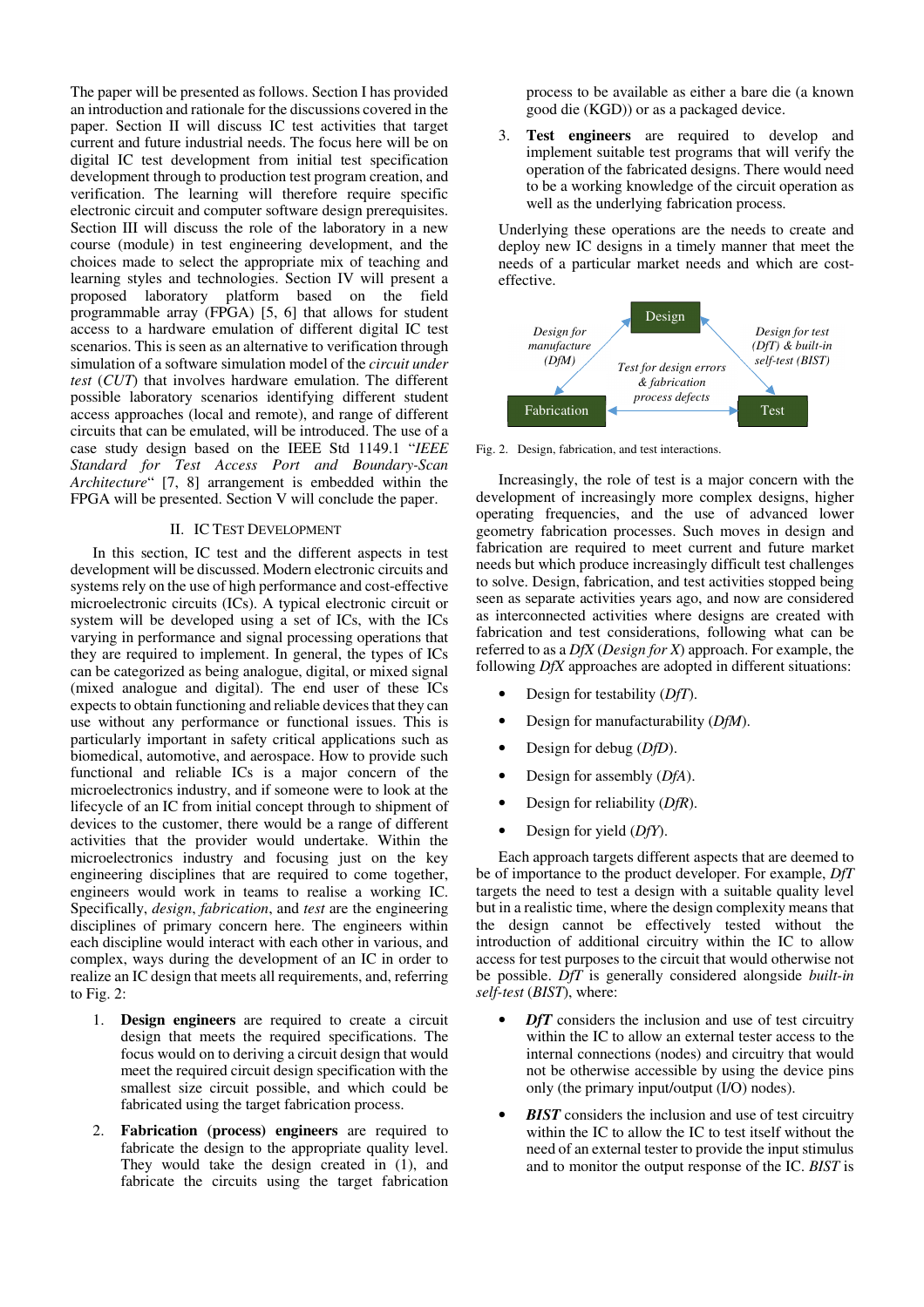The paper will be presented as follows. Section I has provided an introduction and rationale for the discussions covered in the paper. Section II will discuss IC test activities that target current and future industrial needs. The focus here will be on digital IC test development from initial test specification development through to production test program creation, and verification. The learning will therefore require specific electronic circuit and computer software design prerequisites. Section III will discuss the role of the laboratory in a new course (module) in test engineering development, and the choices made to select the appropriate mix of teaching and learning styles and technologies. Section IV will present a proposed laboratory platform based on the field programmable array (FPGA) [5, 6] that allows for student access to a hardware emulation of different digital IC test scenarios. This is seen as an alternative to verification through simulation of a software simulation model of the *circuit under test* (*CUT*) that involves hardware emulation. The different possible laboratory scenarios identifying different student access approaches (local and remote), and range of different circuits that can be emulated, will be introduced. The use of a case study design based on the IEEE Std 1149.1 "*IEEE Standard for Test Access Port and Boundary-Scan Architecture*" [7, 8] arrangement is embedded within the FPGA will be presented. Section V will conclude the paper.

## II. IC Test Development

In this section, IC test and the different aspects in test development will be discussed. Modern electronic circuits and systems rely on the use of high performance and cost-effective microelectronic circuits (ICs). A typical electronic circuit or system will be developed using a set of ICs, with the ICs varying in performance and signal processing operations that they are required to implement. In general, the types of ICs can be categorized as being analogue, digital, or mixed signal (mixed analogue and digital). The end user of these ICs expects to obtain functioning and reliable devices that they can use without any performance or functional issues. This is particularly important in safety critical applications such as biomedical, automotive, and aerospace. How to provide such functional and reliable ICs is a major concern of the microelectronics industry, and if someone were to look at the lifecycle of an IC from initial concept through to shipment of devices to the customer, there would be a range of different activities that the provider would undertake. Within the microelectronics industry and focusing just on the key engineering disciplines that are required to come together, engineers would work in teams to realise a working IC. Specifically, *design*, *fabrication*, and *test* are the engineering disciplines of primary concern here. The engineers within each discipline would interact with each other in various, and complex, ways during the development of an IC in order to realize an IC design that meets all requirements, and, referring to Fig. 2:

1. **Design engineers** are required to create a circuit design that meets the required specifications. The focus would on to deriving a circuit design that would meet the required circuit design specification with the smallest size circuit possible, and which could be fabricated using the target fabrication process.
2. **Fabrication (process) engineers** are required to fabricate the design to the appropriate quality level. They would take the design created in (1), and fabricate the circuits using the target fabrication process to be available as either a bare die (a known good die (KGD)) or as a packaged device.
3. **Test engineers** are required to develop and implement suitable test programs that will verify the operation of the fabricated designs. There would need to be a working knowledge of the circuit operation as well as the underlying fabrication process.

Underlying these operations are the needs to create and deploy new IC designs in a timely manner that meet the needs of a particular market needs and which are cost-effective.

Design

Design for manufacture (DfM)

Design for test (DfT) & built-in self-test (BIST)

Test for design errors & fabrication process defects

Fabrication

Test

Fig. 2. Design, fabrication, and test interactions.

Increasingly, the role of test is a major concern with the development of increasingly more complex designs, higher operating frequencies, and the use of advanced lower geometry fabrication processes. Such moves in design and fabrication are required to meet current and future market needs but which produce increasingly difficult test challenges to solve. Design, fabrication, and test activities stopped being seen as separate activities years ago, and now are considered as interconnected activities where designs are created with fabrication and test considerations, following what can be referred to as a *DfX* (*Design for X*) approach. For example, the following *DfX* approaches are adopted in different situations:

- Design for testability (*DfT*).
- Design for manufacturability (*DfM*).
- Design for debug (*DfD*).
- Design for assembly (*DfA*).
- Design for reliability (*DfR*).
- Design for yield (*DfY*).

Each approach targets different aspects that are deemed to be of importance to the product developer. For example, *DfT* targets the need to test a design with a suitable quality level but in a realistic time, where the design complexity means that the design cannot be effectively tested without the introduction of additional circuitry within the IC to allow access for test purposes to the circuit that would otherwise not be possible. *DfT* is generally considered alongside *built-in self-test* (*BIST*), where:

- ***DfT*** considers the inclusion and use of test circuitry within the IC to allow an external tester access to the internal connections (nodes) and circuitry that would not be otherwise accessible by using the device pins only (the primary input/output (I/O) nodes).
- ***BIST*** considers the inclusion and use of test circuitry within the IC to allow the IC to test itself without the need of an external tester to provide the input stimulus and to monitor the output response of the IC. *BIST* is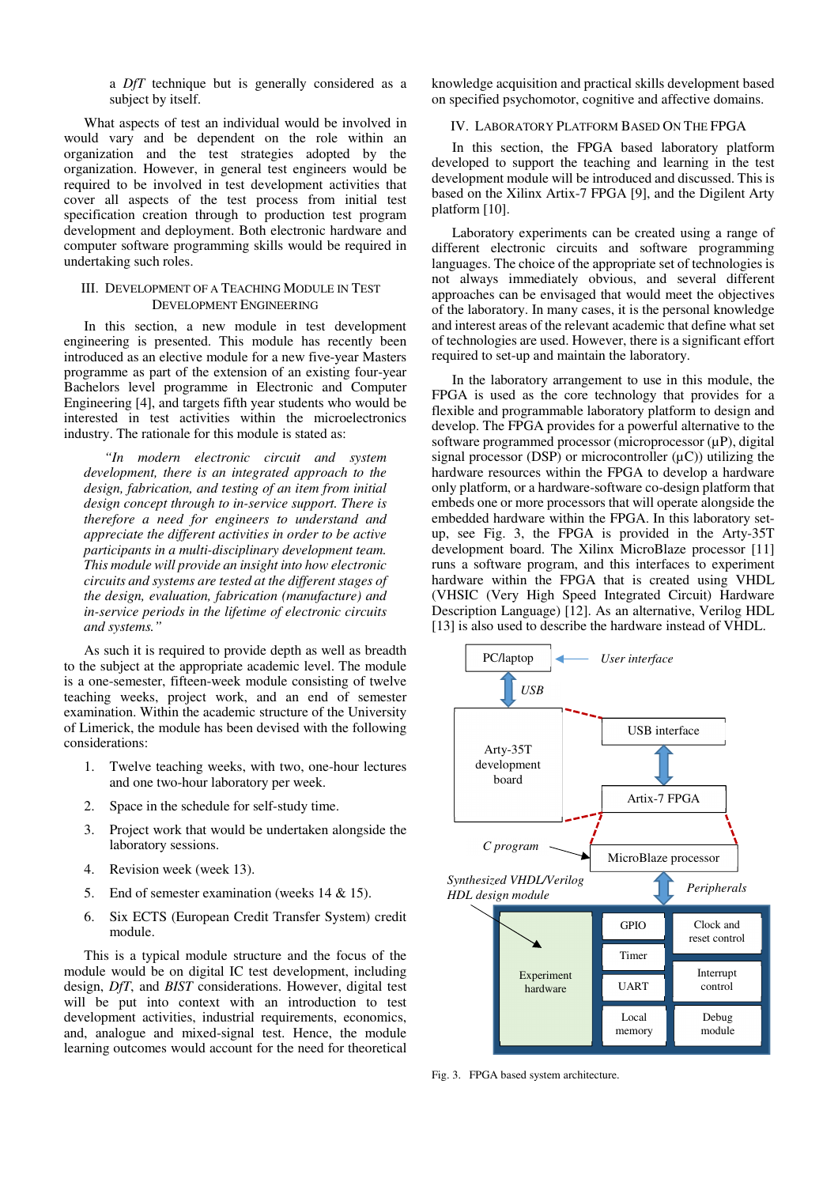a *DfT* technique but is generally considered as a subject by itself.

What aspects of test an individual would be involved in would vary and be dependent on the role within an organization and the test strategies adopted by the organization. However, in general test engineers would be required to be involved in test development activities that cover all aspects of the test process from initial test specification creation through to production test program development and deployment. Both electronic hardware and computer software programming skills would be required in undertaking such roles.

## III. Development of a Teaching Module in Test Development Engineering

In this section, a new module in test development engineering is presented. This module has recently been introduced as an elective module for a new five-year Masters programme as part of the extension of an existing four-year Bachelors level programme in Electronic and Computer Engineering [4], and targets fifth year students who would be interested in test activities within the microelectronics industry. The rationale for this module is stated as:

> *"In modern electronic circuit and system development, there is an integrated approach to the design, fabrication, and testing of an item from initial design concept through to in-service support. There is therefore a need for engineers to understand and appreciate the different activities in order to be active participants in a multi-disciplinary development team. This module will provide an insight into how electronic circuits and systems are tested at the different stages of the design, evaluation, fabrication (manufacture) and in-service periods in the lifetime of electronic circuits and systems."*

As such it is required to provide depth as well as breadth to the subject at the appropriate academic level. The module is a one-semester, fifteen-week module consisting of twelve teaching weeks, project work, and an end of semester examination. Within the academic structure of the University of Limerick, the module has been devised with the following considerations:

1. Twelve teaching weeks, with two, one-hour lectures and one two-hour laboratory per week.
2. Space in the schedule for self-study time.
3. Project work that would be undertaken alongside the laboratory sessions.
4. Revision week (week 13).
5. End of semester examination (weeks 14 & 15).
6. Six ECTS (European Credit Transfer System) credit module.

This is a typical module structure and the focus of the module would be on digital IC test development, including design, *DfT*, and *BIST* considerations. However, digital test will be put into context with an introduction to test development activities, industrial requirements, economics, and, analogue and mixed-signal test. Hence, the module learning outcomes would account for the need for theoretical knowledge acquisition and practical skills development based on specified psychomotor, cognitive and affective domains.

## IV. Laboratory Platform Based On The FPGA

In this section, the FPGA based laboratory platform developed to support the teaching and learning in the test development module will be introduced and discussed. This is based on the Xilinx Artix-7 FPGA [9], and the Digilent Arty platform [10].

Laboratory experiments can be created using a range of different electronic circuits and software programming languages. The choice of the appropriate set of technologies is not always immediately obvious, and several different approaches can be envisaged that would meet the objectives of the laboratory. In many cases, it is the personal knowledge and interest areas of the relevant academic that define what set of technologies are used. However, there is a significant effort required to set-up and maintain the laboratory.

In the laboratory arrangement to use in this module, the FPGA is used as the core technology that provides for a flexible and programmable laboratory platform to design and develop. The FPGA provides for a powerful alternative to the software programmed processor (microprocessor (µP), digital signal processor (DSP) or microcontroller (µC)) utilizing the hardware resources within the FPGA to develop a hardware only platform, or a hardware-software co-design platform that embeds one or more processors that will operate alongside the embedded hardware within the FPGA. In this laboratory set-up, see Fig. 3, the FPGA is provided in the Arty-35T development board. The Xilinx MicroBlaze processor [11] runs a software program, and this interfaces to experiment hardware within the FPGA that is created using VHDL (VHSIC (Very High Speed Integrated Circuit) Hardware Description Language) [12]. As an alternative, Verilog HDL [13] is also used to describe the hardware instead of VHDL.

Fig. 3. FPGA based system architecture.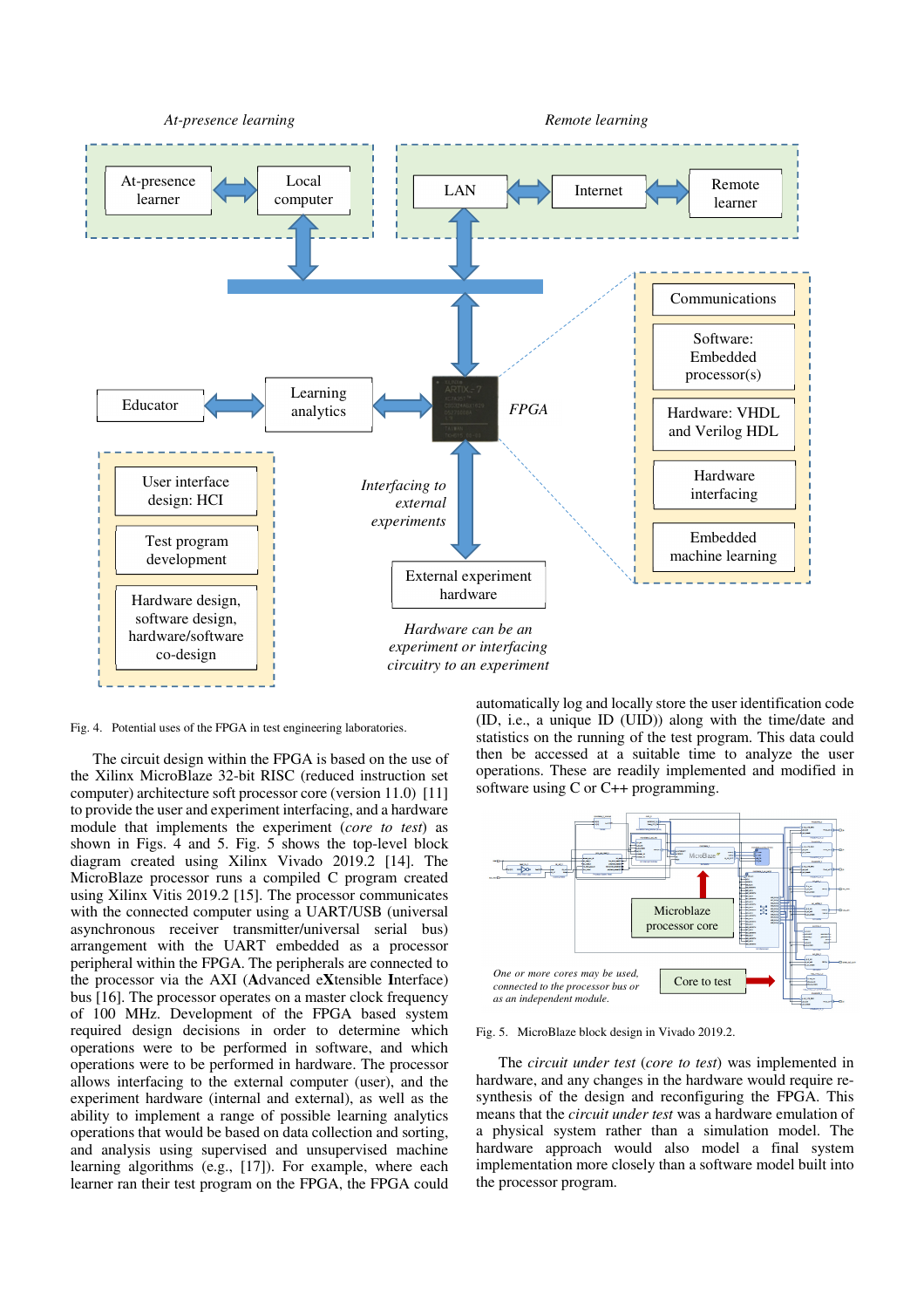Fig. 4. Potential uses of the FPGA in test engineering laboratories.

The circuit design within the FPGA is based on the use of the Xilinx MicroBlaze 32-bit RISC (reduced instruction set computer) architecture soft processor core (version 11.0) [11] to provide the user and experiment interfacing, and a hardware module that implements the experiment (*core to test*) as shown in Figs. 4 and 5. Fig. 5 shows the top-level block diagram created using Xilinx Vivado 2019.2 [14]. The MicroBlaze processor runs a compiled C program created using Xilinx Vitis 2019.2 [15]. The processor communicates with the connected computer using a UART/USB (universal asynchronous receiver transmitter/universal serial bus) arrangement with the UART embedded as a processor peripheral within the FPGA. The peripherals are connected to the processor via the AXI (**A**dvanced e**X**tensible **I**nterface) bus [16]. The processor operates on a master clock frequency of 100 MHz. Development of the FPGA based system required design decisions in order to determine which operations were to be performed in software, and which operations were to be performed in hardware. The processor allows interfacing to the external computer (user), and the experiment hardware (internal and external), as well as the ability to implement a range of possible learning analytics operations that would be based on data collection and sorting, and analysis using supervised and unsupervised machine learning algorithms (e.g., [17]). For example, where each learner ran their test program on the FPGA, the FPGA could automatically log and locally store the user identification code (ID, i.e., a unique ID (UID)) along with the time/date and statistics on the running of the test program. This data could then be accessed at a suitable time to analyze the user operations. These are readily implemented and modified in software using C or C++ programming.

Fig. 5. MicroBlaze block design in Vivado 2019.2.

The *circuit under test* (*core to test*) was implemented in hardware, and any changes in the hardware would require re-synthesis of the design and reconfiguring the FPGA. This means that the *circuit under test* was a hardware emulation of a physical system rather than a simulation model. The hardware approach would also model a final system implementation more closely than a software model built into the processor program.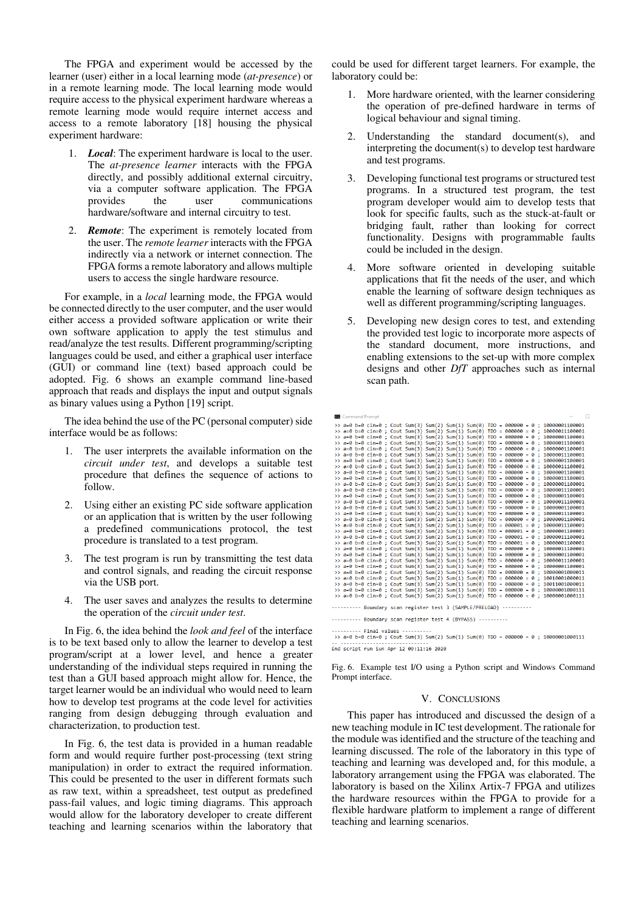The FPGA and experiment would be accessed by the learner (user) either in a local learning mode (*at-presence*) or in a remote learning mode. The local learning mode would require access to the physical experiment hardware whereas a remote learning mode would require internet access and access to a remote laboratory [18] housing the physical experiment hardware:

1. ***Local***: The experiment hardware is local to the user. The *at-presence learner* interacts with the FPGA directly, and possibly additional external circuitry, via a computer software application. The FPGA provides the user communications hardware/software and internal circuitry to test.

2. ***Remote***: The experiment is remotely located from the user. The *remote learner* interacts with the FPGA indirectly via a network or internet connection. The FPGA forms a remote laboratory and allows multiple users to access the single hardware resource.

For example, in a *local* learning mode, the FPGA would be connected directly to the user computer, and the user would either access a provided software application or write their own software application to apply the test stimulus and read/analyze the test results. Different programming/scripting languages could be used, and either a graphical user interface (GUI) or command line (text) based approach could be adopted. Fig. 6 shows an example command line-based approach that reads and displays the input and output signals as binary values using a Python [19] script.

The idea behind the use of the PC (personal computer) side interface would be as follows:

1. The user interprets the available information on the *circuit under test*, and develops a suitable test procedure that defines the sequence of actions to follow.

2. Using either an existing PC side software application or an application that is written by the user following a predefined communications protocol, the test procedure is translated to a test program.

3. The test program is run by transmitting the test data and control signals, and reading the circuit response via the USB port.

4. The user saves and analyzes the results to determine the operation of the *circuit under test*.

In Fig. 6, the idea behind the *look and feel* of the interface is to be text based only to allow the learner to develop a test program/script at a lower level, and hence a greater understanding of the individual steps required in running the test than a GUI based approach might allow for. Hence, the target learner would be an individual who would need to learn how to develop test programs at the code level for activities ranging from design debugging through evaluation and characterization, to production test.

In Fig. 6, the test data is provided in a human readable form and would require further post-processing (text string manipulation) in order to extract the required information. This could be presented to the user in different formats such as raw text, within a spreadsheet, test output as predefined pass-fail values, and logic timing diagrams. This approach would allow for the laboratory developer to create different teaching and learning scenarios within the laboratory that could be used for different target learners. For example, the laboratory could be:

1. More hardware oriented, with the learner considering the operation of pre-defined hardware in terms of logical behaviour and signal timing.

2. Understanding the standard document(s), and interpreting the document(s) to develop test hardware and test programs.

3. Developing functional test programs or structured test programs. In a structured test program, the test program developer would aim to develop tests that look for specific faults, such as the stuck-at-fault or bridging fault, rather than looking for correct functionality. Designs with programmable faults could be included in the design.

4. More software oriented in developing suitable applications that fit the needs of the user, and which enable the learning of software design techniques as well as different programming/scripting languages.

5. Developing new design cores to test, and extending the provided test logic to incorporate more aspects of the standard document, more instructions, and enabling extensions to the set-up with more complex designs and other *DfT* approaches such as internal scan path.

Fig. 6. Example test I/O using a Python script and Windows Command Prompt interface.

## V. CONCLUSIONS

This paper has introduced and discussed the design of a new teaching module in IC test development. The rationale for the module was identified and the structure of the teaching and learning discussed. The role of the laboratory in this type of teaching and learning was developed and, for this module, a laboratory arrangement using the FPGA was elaborated. The laboratory is based on the Xilinx Artix-7 FPGA and utilizes the hardware resources within the FPGA to provide for a flexible hardware platform to implement a range of different teaching and learning scenarios.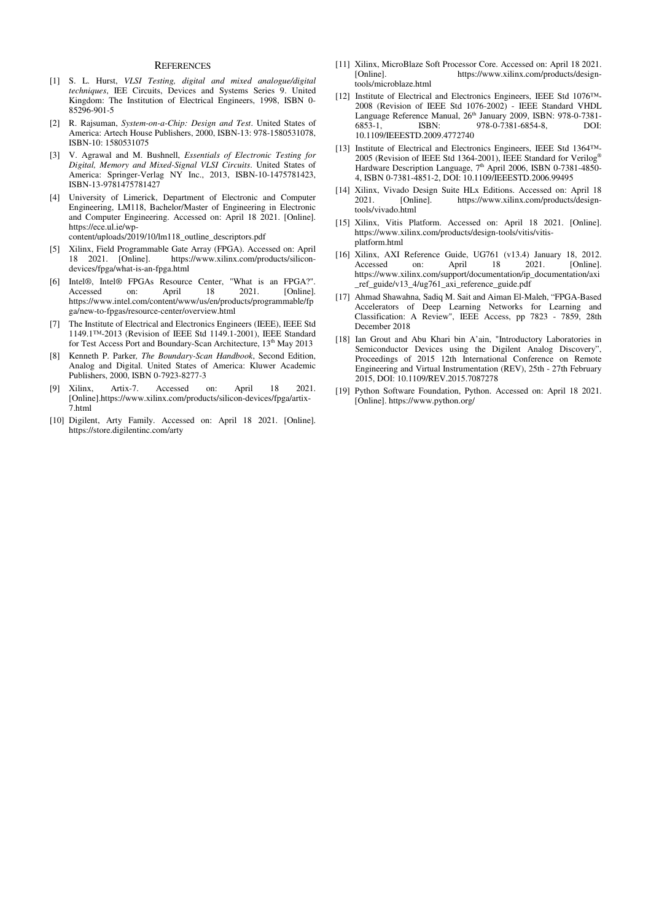# REFERENCES

[1] S. L. Hurst, *VLSI Testing, digital and mixed analogue/digital techniques*, IEE Circuits, Devices and Systems Series 9. United Kingdom: The Institution of Electrical Engineers, 1998, ISBN 0-85296-901-5

[2] R. Rajsuman, *System-on-a-Chip: Design and Test*. United States of America: Artech House Publishers, 2000, ISBN-13: 978-1580531078, ISBN-10: 1580531075

[3] V. Agrawal and M. Bushnell, *Essentials of Electronic Testing for Digital, Memory and Mixed-Signal VLSI Circuits*. United States of America: Springer-Verlag NY Inc., 2013, ISBN-10-1475781423, ISBN-13-9781475781427

[4] University of Limerick, Department of Electronic and Computer Engineering, LM118, Bachelor/Master of Engineering in Electronic and Computer Engineering. Accessed on: April 18 2021. [Online]. https://ece.ul.ie/wp-content/uploads/2019/10/lm118_outline_descriptors.pdf

[5] Xilinx, Field Programmable Gate Array (FPGA). Accessed on: April 18 2021. [Online]. https://www.xilinx.com/products/silicon-devices/fpga/what-is-an-fpga.html

[6] Intel®, Intel® FPGAs Resource Center, "What is an FPGA?". Accessed on: April 18 2021. [Online]. https://www.intel.com/content/www/us/en/products/programmable/fpga/new-to-fpgas/resource-center/overview.html

[7] The Institute of Electrical and Electronics Engineers (IEEE), IEEE Std 1149.1™-2013 (Revision of IEEE Std 1149.1-2001), IEEE Standard for Test Access Port and Boundary-Scan Architecture, 13th May 2013

[8] Kenneth P. Parker, *The Boundary-Scan Handbook*, Second Edition, Analog and Digital. United States of America: Kluwer Academic Publishers, 2000, ISBN 0-7923-8277-3

[9] Xilinx, Artix-7. Accessed on: April 18 2021. [Online].https://www.xilinx.com/products/silicon-devices/fpga/artix-7.html

[10] Digilent, Arty Family. Accessed on: April 18 2021. [Online]. https://store.digilentinc.com/arty

[11] Xilinx, MicroBlaze Soft Processor Core. Accessed on: April 18 2021. [Online]. https://www.xilinx.com/products/design-tools/microblaze.html

[12] Institute of Electrical and Electronics Engineers, IEEE Std 1076™-2008 (Revision of IEEE Std 1076-2002) - IEEE Standard VHDL Language Reference Manual, 26th January 2009, ISBN: 978-0-7381-6853-1, ISBN: 978-0-7381-6854-8, DOI: 10.1109/IEEESTD.2009.4772740

[13] Institute of Electrical and Electronics Engineers, IEEE Std 1364™-2005 (Revision of IEEE Std 1364-2001), IEEE Standard for Verilog® Hardware Description Language, 7th April 2006, ISBN 0-7381-4850-4, ISBN 0-7381-4851-2, DOI: 10.1109/IEEESTD.2006.99495

[14] Xilinx, Vivado Design Suite HLx Editions. Accessed on: April 18 2021. [Online]. https://www.xilinx.com/products/design-tools/vivado.html

[15] Xilinx, Vitis Platform. Accessed on: April 18 2021. [Online]. https://www.xilinx.com/products/design-tools/vitis/vitis-platform.html

[16] Xilinx, AXI Reference Guide, UG761 (v13.4) January 18, 2012. Accessed on: April 18 2021. [Online]. https://www.xilinx.com/support/documentation/ip_documentation/axi_ref_guide/v13_4/ug761_axi_reference_guide.pdf

[17] Ahmad Shawahna, Sadiq M. Sait and Aiman El-Maleh, "FPGA-Based Accelerators of Deep Learning Networks for Learning and Classification: A Review", IEEE Access, pp 7823 - 7859, 28th December 2018

[18] Ian Grout and Abu Khari bin A'ain, "Introductory Laboratories in Semiconductor Devices using the Digilent Analog Discovery", Proceedings of 2015 12th International Conference on Remote Engineering and Virtual Instrumentation (REV), 25th - 27th February 2015, DOI: 10.1109/REV.2015.7087278

[19] Python Software Foundation, Python. Accessed on: April 18 2021. [Online]. https://www.python.org/